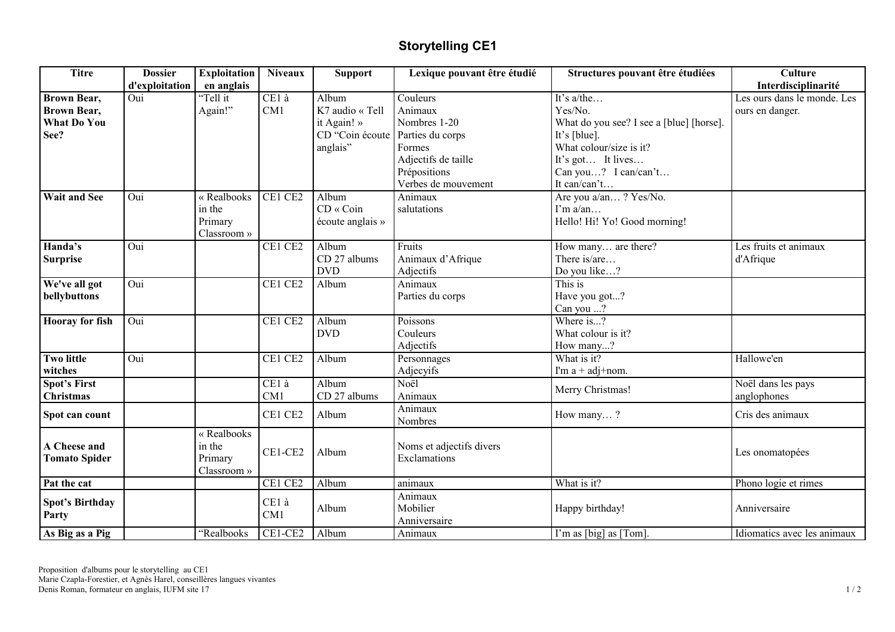# Storytelling CE1

| Titre | Dossier d'exploitation | Exploitation en anglais | Niveaux | Support | Lexique pouvant être étudié | Structures pouvant être étudiées | Culture Interdisciplinarité |
|---|---|---|---|---|---|---|---|
| **Brown Bear, Brown Bear, What Do You See?** | Oui | "Tell it Again!" | CE1 à CM1 | Album<br>K7 audio « Tell it Again! »<br>CD "Coin écoute anglais" | Couleurs<br>Animaux<br>Nombres 1-20<br>Parties du corps<br>Formes<br>Adjectifs de taille<br>Prépositions<br>Verbes de mouvement | It's a/the…<br>Yes/No.<br>What do you see? I see a [blue] [horse].<br>It's [blue].<br>What colour/size is it?<br>It's got… It lives…<br>Can you…? I can/can't…<br>It can/can't… | Les ours dans le monde. Les ours en danger. |
| **Wait and See** | Oui | « Realbooks in the Primary Classroom » | CE1 CE2 | Album<br>CD « Coin écoute anglais » | Animaux<br>salutations | Are you a/an… ? Yes/No.<br>I'm a/an…<br>Hello! Hi! Yo! Good morning! | |
| **Handa's Surprise** | Oui | | CE1 CE2 | Album<br>CD 27 albums<br>DVD | Fruits<br>Animaux d'Afrique<br>Adjectifs | How many… are there?<br>There is/are…<br>Do you like…? | Les fruits et animaux d'Afrique |
| **We've all got bellybuttons** | Oui | | CE1 CE2 | Album | Animaux<br>Parties du corps | This is<br>Have you got...?<br>Can you ...? | |
| **Hooray for fish** | Oui | | CE1 CE2 | Album<br>DVD | Poissons<br>Couleurs<br>Adjectifs | Where is...?<br>What colour is it?<br>How many...? | |
| **Two little witches** | Oui | | CE1 CE2 | Album | Personnages<br>Adjecyifs | What is it?<br>I'm a + adj+nom. | Hallowe'en |
| **Spot's First Christmas** | | | CE1 à CM1 | Album<br>CD 27 albums | Noël<br>Animaux | Merry Christmas! | Noël dans les pays anglophones |
| **Spot can count** | | | CE1 CE2 | Album | Animaux<br>Nombres | How many… ? | Cris des animaux |
| **A Cheese and Tomato Spider** | | « Realbooks in the Primary Classroom » | CE1-CE2 | Album | Noms et adjectifs divers<br>Exclamations | | Les onomatopées |
| **Pat the cat** | | | CE1 CE2 | Album | animaux | What is it? | Phono logie et rimes |
| **Spot's Birthday Party** | | | CE1 à CM1 | Album | Animaux<br>Mobilier<br>Anniversaire | Happy birthday! | Anniversaire |
| **As Big as a Pig** | | "Realbooks | CE1-CE2 | Album | Animaux | I'm as [big] as [Tom]. | Idiomatics avec les animaux |

Proposition d'albums pour le storytelling au CE1
Marie Czapla-Forestier, et Agnès Harel, conseillères langues vivantes
Denis Roman, formateur en anglais, IUFM site 17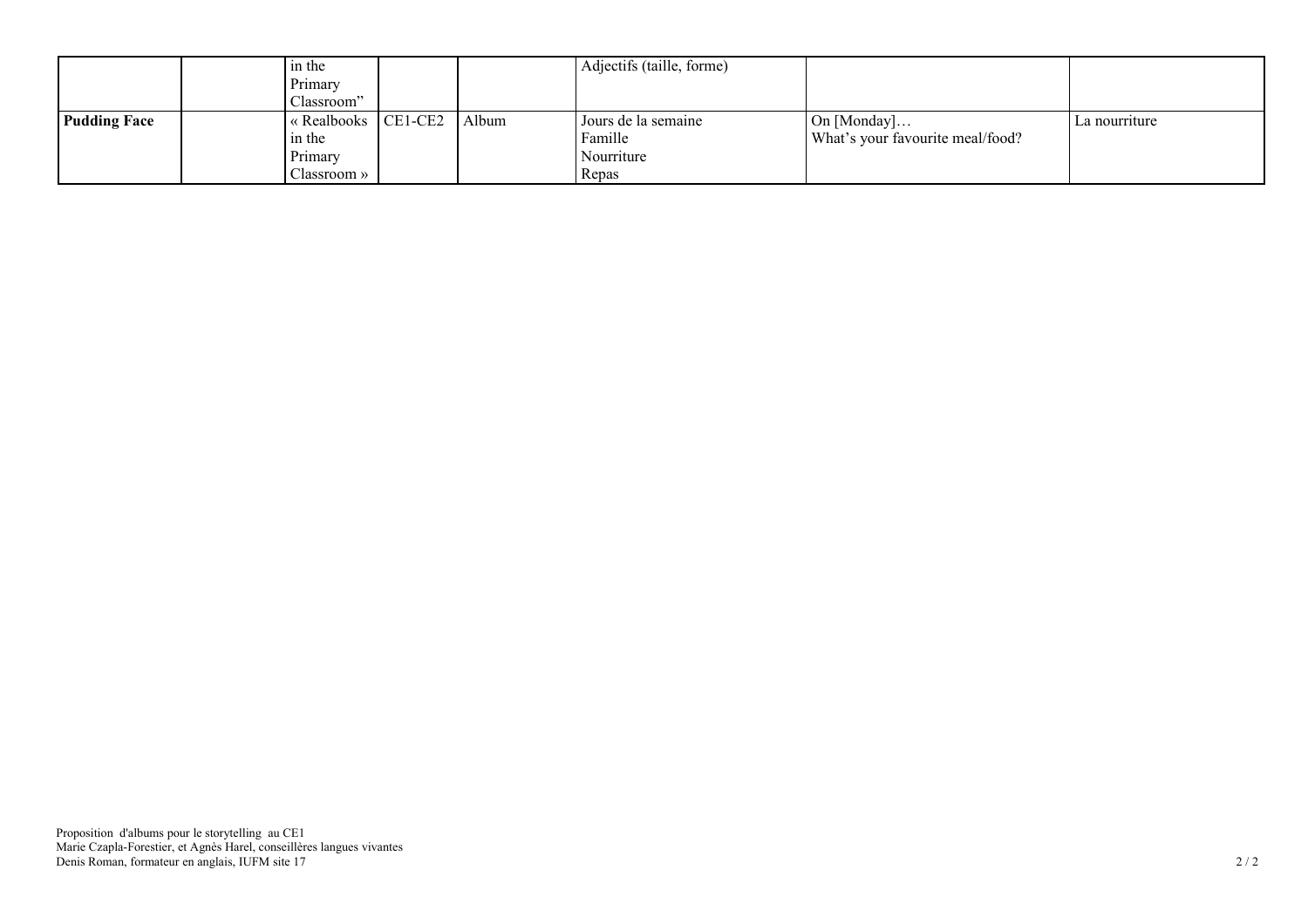| | | | | | | | |
|---|---|---|---|---|---|---|---|
| | | in the Primary Classroom" | | | Adjectifs (taille, forme) | | |
| **Pudding Face** | | « Realbooks in the Primary Classroom » | CE1-CE2 | Album | Jours de la semaine<br>Famille<br>Nourriture<br>Repas | On [Monday]…<br>What's your favourite meal/food? | La nourriture |

Proposition d'albums pour le storytelling au CE1
Marie Czapla-Forestier, et Agnès Harel, conseillères langues vivantes
Denis Roman, formateur en anglais, IUFM site 17